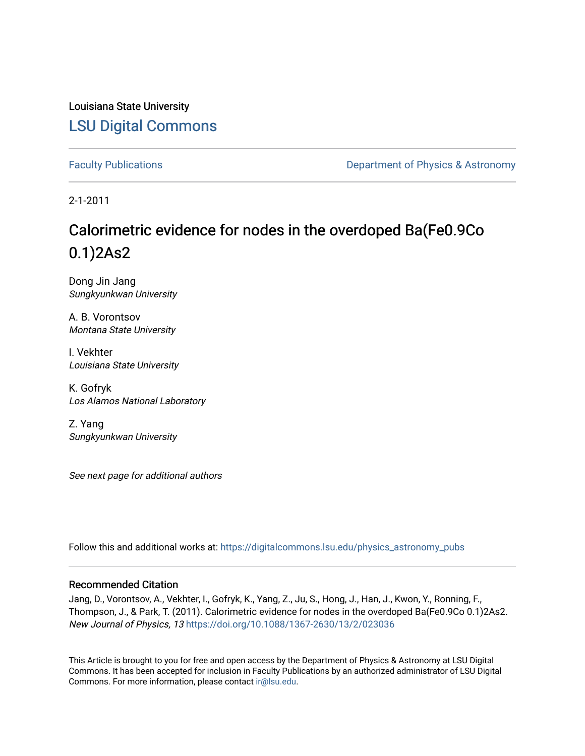Louisiana State University

# LSU Digital Commons

Faculty Publications | Department of Physics & Astronomy

2-1-2011

## Calorimetric evidence for nodes in the overdoped Ba(Fe0.9Co 0.1)2As2

Dong Jin Jang
*Sungkyunkwan University*

A. B. Vorontsov
*Montana State University*

I. Vekhter
*Louisiana State University*

K. Gofryk
*Los Alamos National Laboratory*

Z. Yang
*Sungkyunkwan University*

*See next page for additional authors*

Follow this and additional works at: https://digitalcommons.lsu.edu/physics_astronomy_pubs

### Recommended Citation

Jang, D., Vorontsov, A., Vekhter, I., Gofryk, K., Yang, Z., Ju, S., Hong, J., Han, J., Kwon, Y., Ronning, F., Thompson, J., & Park, T. (2011). Calorimetric evidence for nodes in the overdoped Ba(Fe0.9Co 0.1)2As2. *New Journal of Physics, 13* https://doi.org/10.1088/1367-2630/13/2/023036

This Article is brought to you for free and open access by the Department of Physics & Astronomy at LSU Digital Commons. It has been accepted for inclusion in Faculty Publications by an authorized administrator of LSU Digital Commons. For more information, please contact ir@lsu.edu.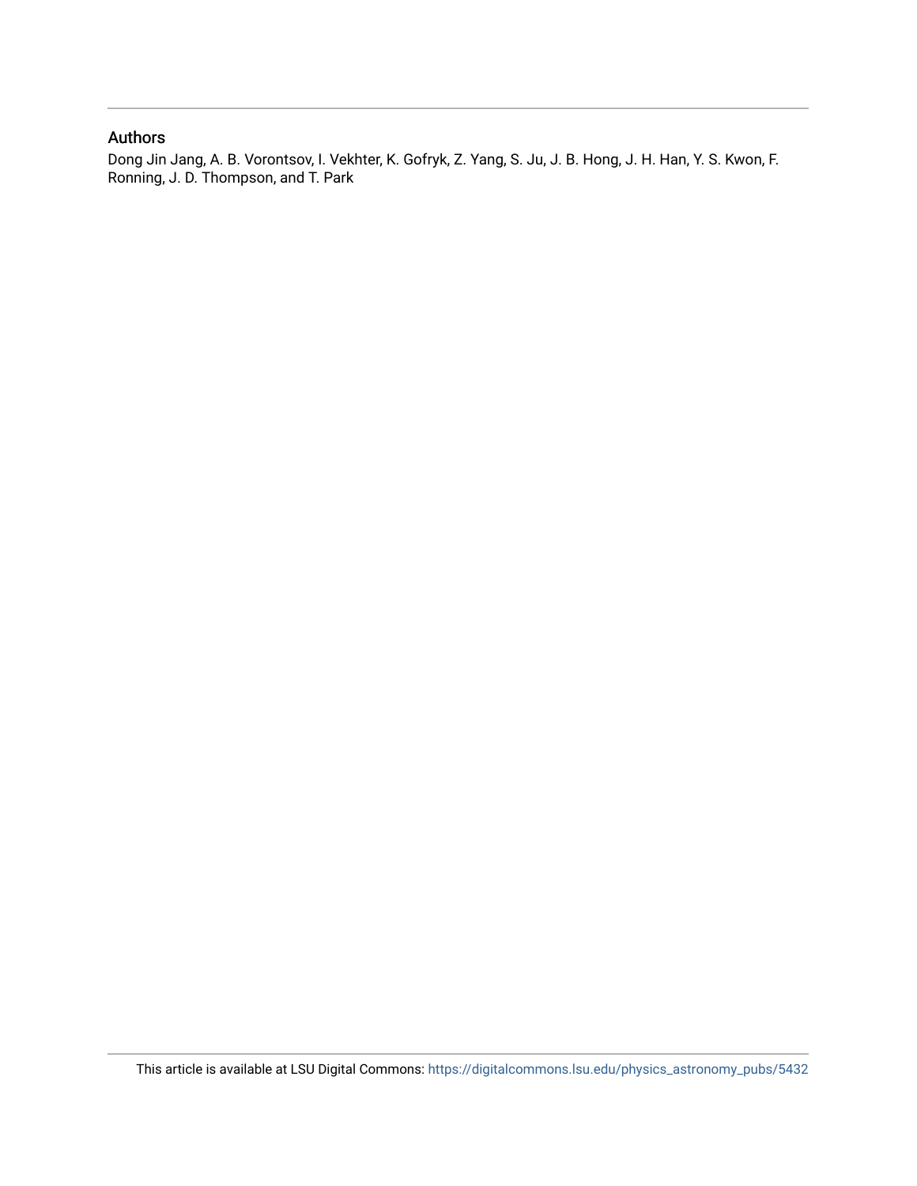## Authors

Dong Jin Jang, A. B. Vorontsov, I. Vekhter, K. Gofryk, Z. Yang, S. Ju, J. B. Hong, J. H. Han, Y. S. Kwon, F. Ronning, J. D. Thompson, and T. Park

This article is available at LSU Digital Commons: https://digitalcommons.lsu.edu/physics_astronomy_pubs/5432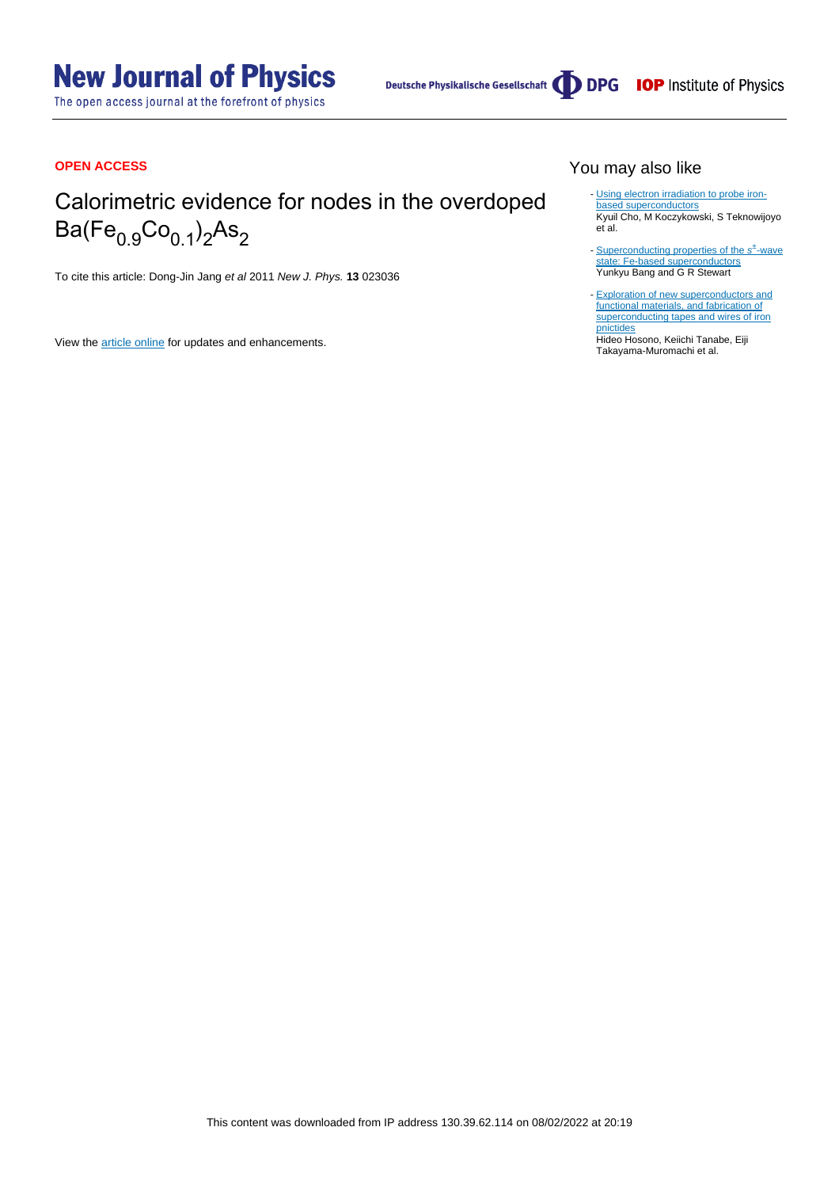# New Journal of Physics

The open access journal at the forefront of physics

Deutsche Physikalische Gesellschaft DPG IOP Institute of Physics

**OPEN ACCESS**

# Calorimetric evidence for nodes in the overdoped $Ba(Fe_{0.9}Co_{0.1})_2As_2$

To cite this article: Dong-Jin Jang *et al* 2011 *New J. Phys.* **13** 023036

View the article online for updates and enhancements.

## You may also like

- Using electron irradiation to probe iron-based superconductors
Kyuil Cho, M Koczykowski, S Teknowijoyo et al.

- Superconducting properties of the $s^{\pm}$-wave state: Fe-based superconductors
Yunkyu Bang and G R Stewart

- Exploration of new superconductors and functional materials, and fabrication of superconducting tapes and wires of iron pnictides
Hideo Hosono, Keiichi Tanabe, Eiji Takayama-Muromachi et al.

This content was downloaded from IP address 130.39.62.114 on 08/02/2022 at 20:19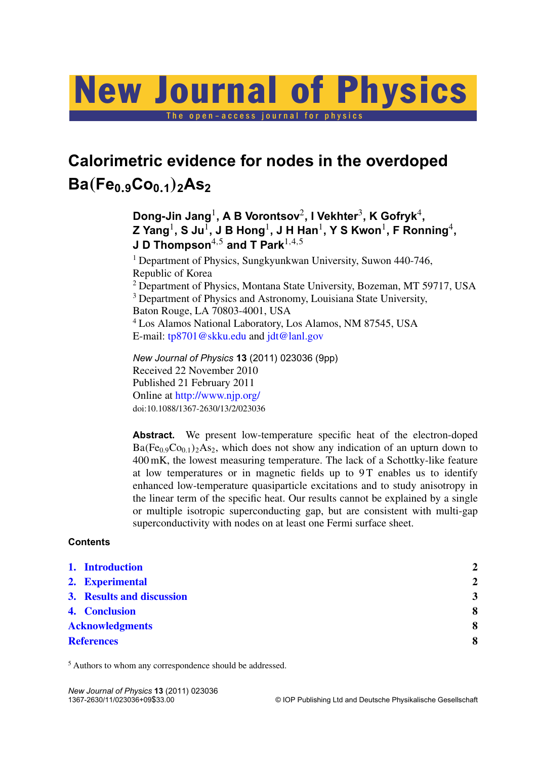# Calorimetric evidence for nodes in the overdoped $Ba(Fe_{0.9}Co_{0.1})_2As_2$

**Dong-Jin Jang**[1], **A B Vorontsov**[2], **I Vekhter**[3], **K Gofryk**[4], **Z Yang**[1], **S Ju**[1], **J B Hong**[1], **J H Han**[1], **Y S Kwon**[1], **F Ronning**[4], **J D Thompson**[4,5] **and T Park**[1,4,5]

[1] Department of Physics, Sungkyunkwan University, Suwon 440-746, Republic of Korea
[2] Department of Physics, Montana State University, Bozeman, MT 59717, USA
[3] Department of Physics and Astronomy, Louisiana State University, Baton Rouge, LA 70803-4001, USA
[4] Los Alamos National Laboratory, Los Alamos, NM 87545, USA
E-mail: tp8701@skku.edu and jdt@lanl.gov

*New Journal of Physics* **13** (2011) 023036 (9pp)
Received 22 November 2010
Published 21 February 2011
Online at http://www.njp.org/
doi:10.1088/1367-2630/13/2/023036

**Abstract.** We present low-temperature specific heat of the electron-doped $Ba(Fe_{0.9}Co_{0.1})_2As_2$, which does not show any indication of an upturn down to 400 mK, the lowest measuring temperature. The lack of a Schottky-like feature at low temperatures or in magnetic fields up to 9 T enables us to identify enhanced low-temperature quasiparticle excitations and to study anisotropy in the linear term of the specific heat. Our results cannot be explained by a single or multiple isotropic superconducting gap, but are consistent with multi-gap superconductivity with nodes on at least one Fermi surface sheet.

**Contents**

| | |
|---|---|
| 1. Introduction | 2 |
| 2. Experimental | 2 |
| 3. Results and discussion | 3 |
| 4. Conclusion | 8 |
| Acknowledgments | 8 |
| References | 8 |

[5] Authors to whom any correspondence should be addressed.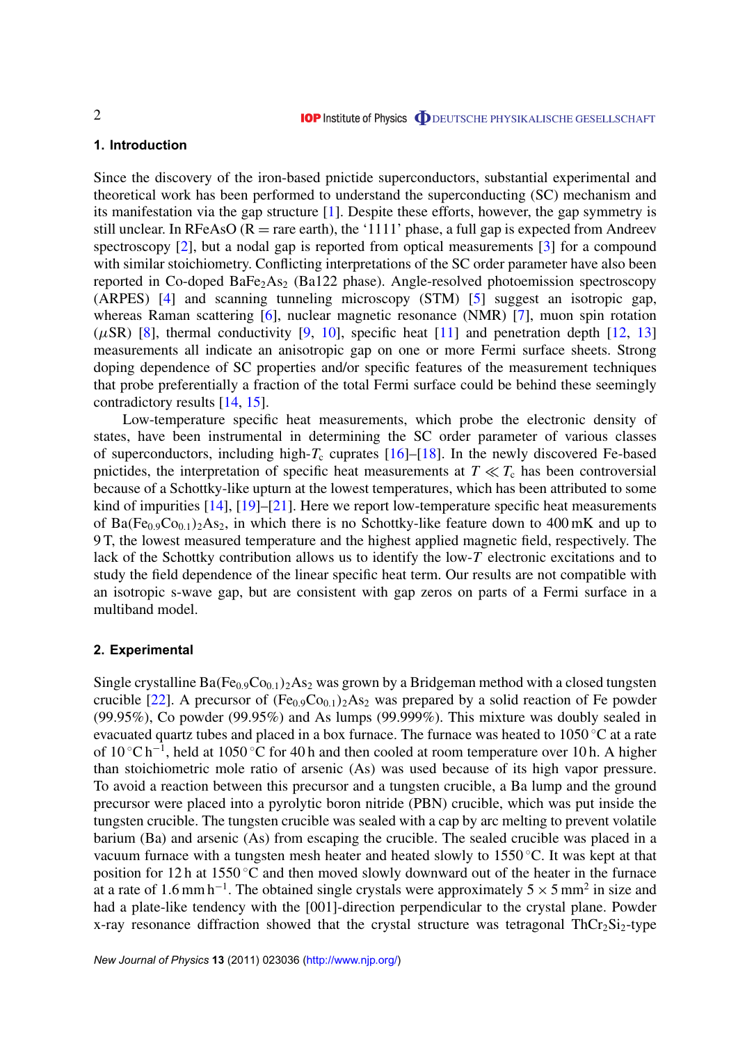## 1. Introduction

Since the discovery of the iron-based pnictide superconductors, substantial experimental and theoretical work has been performed to understand the superconducting (SC) mechanism and its manifestation via the gap structure [1]. Despite these efforts, however, the gap symmetry is still unclear. In RFeAsO (R = rare earth), the '1111' phase, a full gap is expected from Andreev spectroscopy [2], but a nodal gap is reported from optical measurements [3] for a compound with similar stoichiometry. Conflicting interpretations of the SC order parameter have also been reported in Co-doped $BaFe_2As_2$ (Ba122 phase). Angle-resolved photoemission spectroscopy (ARPES) [4] and scanning tunneling microscopy (STM) [5] suggest an isotropic gap, whereas Raman scattering [6], nuclear magnetic resonance (NMR) [7], muon spin rotation ($\mu$SR) [8], thermal conductivity [9, 10], specific heat [11] and penetration depth [12, 13] measurements all indicate an anisotropic gap on one or more Fermi surface sheets. Strong doping dependence of SC properties and/or specific features of the measurement techniques that probe preferentially a fraction of the total Fermi surface could be behind these seemingly contradictory results [14, 15].

Low-temperature specific heat measurements, which probe the electronic density of states, have been instrumental in determining the SC order parameter of various classes of superconductors, including high-$T_c$ cuprates [16]–[18]. In the newly discovered Fe-based pnictides, the interpretation of specific heat measurements at $T \ll T_c$ has been controversial because of a Schottky-like upturn at the lowest temperatures, which has been attributed to some kind of impurities [14], [19]–[21]. Here we report low-temperature specific heat measurements of $Ba(Fe_{0.9}Co_{0.1})_2As_2$, in which there is no Schottky-like feature down to 400 mK and up to 9 T, the lowest measured temperature and the highest applied magnetic field, respectively. The lack of the Schottky contribution allows us to identify the low-$T$ electronic excitations and to study the field dependence of the linear specific heat term. Our results are not compatible with an isotropic s-wave gap, but are consistent with gap zeros on parts of a Fermi surface in a multiband model.

## 2. Experimental

Single crystalline $Ba(Fe_{0.9}Co_{0.1})_2As_2$ was grown by a Bridgeman method with a closed tungsten crucible [22]. A precursor of $(Fe_{0.9}Co_{0.1})_2As_2$ was prepared by a solid reaction of Fe powder (99.95%), Co powder (99.95%) and As lumps (99.999%). This mixture was doubly sealed in evacuated quartz tubes and placed in a box furnace. The furnace was heated to 1050 °C at a rate of 10 °C h$^{-1}$, held at 1050 °C for 40 h and then cooled at room temperature over 10 h. A higher than stoichiometric mole ratio of arsenic (As) was used because of its high vapor pressure. To avoid a reaction between this precursor and a tungsten crucible, a Ba lump and the ground precursor were placed into a pyrolytic boron nitride (PBN) crucible, which was put inside the tungsten crucible. The tungsten crucible was sealed with a cap by arc melting to prevent volatile barium (Ba) and arsenic (As) from escaping the crucible. The sealed crucible was placed in a vacuum furnace with a tungsten mesh heater and heated slowly to 1550 °C. It was kept at that position for 12 h at 1550 °C and then moved slowly downward out of the heater in the furnace at a rate of 1.6 mm h$^{-1}$. The obtained single crystals were approximately 5 × 5 mm$^2$ in size and had a plate-like tendency with the [001]-direction perpendicular to the crystal plane. Powder x-ray resonance diffraction showed that the crystal structure was tetragonal $ThCr_2Si_2$-type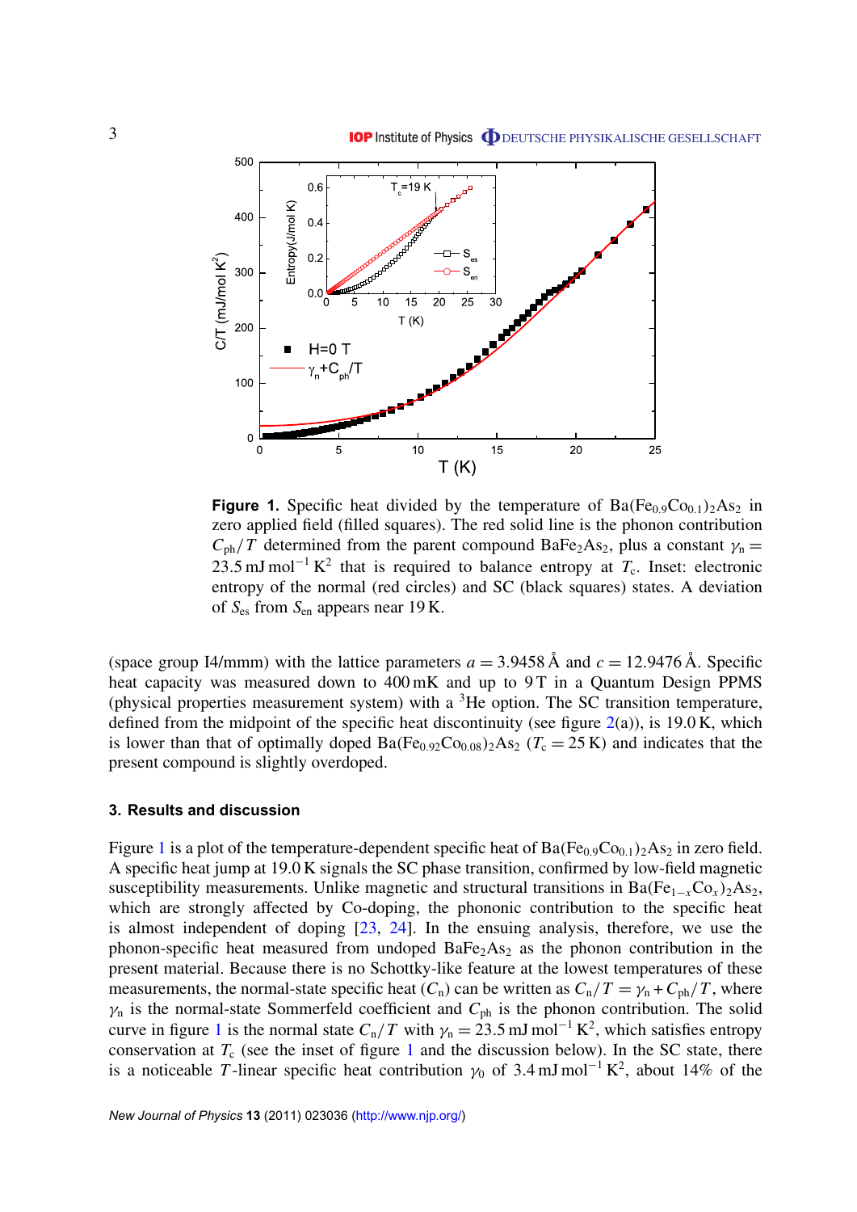**Figure 1.** Specific heat divided by the temperature of $Ba(Fe_{0.9}Co_{0.1})_2As_2$ in zero applied field (filled squares). The red solid line is the phonon contribution $C_{ph}/T$ determined from the parent compound $BaFe_2As_2$, plus a constant $\gamma_n = 23.5\,mJ\,mol^{-1}\,K^2$ that is required to balance entropy at $T_c$. Inset: electronic entropy of the normal (red circles) and SC (black squares) states. A deviation of $S_{es}$ from $S_{en}$ appears near 19 K.

(space group I4/mmm) with the lattice parameters $a = 3.9458$ Å and $c = 12.9476$ Å. Specific heat capacity was measured down to 400 mK and up to 9 T in a Quantum Design PPMS (physical properties measurement system) with a $^3He$ option. The SC transition temperature, defined from the midpoint of the specific heat discontinuity (see figure 2(a)), is 19.0 K, which is lower than that of optimally doped $Ba(Fe_{0.92}Co_{0.08})_2As_2$ ($T_c = 25$ K) and indicates that the present compound is slightly overdoped.

### 3. Results and discussion

Figure 1 is a plot of the temperature-dependent specific heat of $Ba(Fe_{0.9}Co_{0.1})_2As_2$ in zero field. A specific heat jump at 19.0 K signals the SC phase transition, confirmed by low-field magnetic susceptibility measurements. Unlike magnetic and structural transitions in $Ba(Fe_{1-x}Co_x)_2As_2$, which are strongly affected by Co-doping, the phononic contribution to the specific heat is almost independent of doping [23, 24]. In the ensuing analysis, therefore, we use the phonon-specific heat measured from undoped $BaFe_2As_2$ as the phonon contribution in the present material. Because there is no Schottky-like feature at the lowest temperatures of these measurements, the normal-state specific heat ($C_n$) can be written as $C_n/T = \gamma_n + C_{ph}/T$, where $\gamma_n$ is the normal-state Sommerfeld coefficient and $C_{ph}$ is the phonon contribution. The solid curve in figure 1 is the normal state $C_n/T$ with $\gamma_n = 23.5\,mJ\,mol^{-1}\,K^2$, which satisfies entropy conservation at $T_c$ (see the inset of figure 1 and the discussion below). In the SC state, there is a noticeable $T$-linear specific heat contribution $\gamma_0$ of $3.4\,mJ\,mol^{-1}\,K^2$, about 14% of the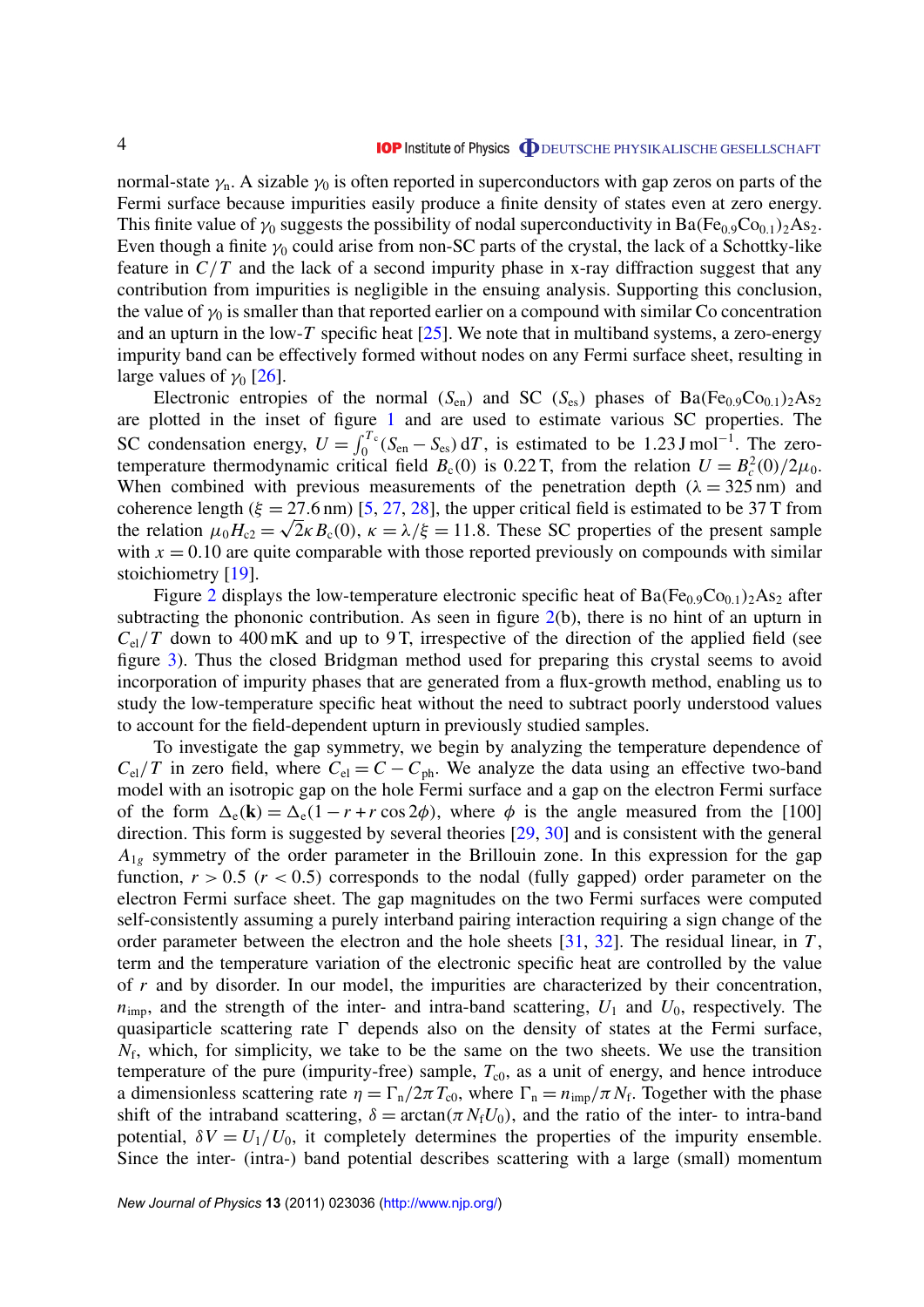normal-state $\gamma_n$. A sizable $\gamma_0$ is often reported in superconductors with gap zeros on parts of the Fermi surface because impurities easily produce a finite density of states even at zero energy. This finite value of $\gamma_0$ suggests the possibility of nodal superconductivity in $Ba(Fe_{0.9}Co_{0.1})_2As_2$. Even though a finite $\gamma_0$ could arise from non-SC parts of the crystal, the lack of a Schottky-like feature in $C/T$ and the lack of a second impurity phase in x-ray diffraction suggest that any contribution from impurities is negligible in the ensuing analysis. Supporting this conclusion, the value of $\gamma_0$ is smaller than that reported earlier on a compound with similar Co concentration and an upturn in the low-$T$ specific heat [25]. We note that in multiband systems, a zero-energy impurity band can be effectively formed without nodes on any Fermi surface sheet, resulting in large values of $\gamma_0$ [26].

Electronic entropies of the normal ($S_{en}$) and SC ($S_{es}$) phases of $Ba(Fe_{0.9}Co_{0.1})_2As_2$ are plotted in the inset of figure 1 and are used to estimate various SC properties. The SC condensation energy, $U = \int_0^{T_c}(S_{en} - S_{es})\,dT$, is estimated to be $1.23\,J\,mol^{-1}$. The zero-temperature thermodynamic critical field $B_c(0)$ is 0.22 T, from the relation $U = B_c^2(0)/2\mu_0$. When combined with previous measurements of the penetration depth ($\lambda = 325$ nm) and coherence length ($\xi = 27.6$ nm) [5, 27, 28], the upper critical field is estimated to be 37 T from the relation $\mu_0 H_{c2} = \sqrt{2}\kappa B_c(0)$, $\kappa = \lambda/\xi = 11.8$. These SC properties of the present sample with $x = 0.10$ are quite comparable with those reported previously on compounds with similar stoichiometry [19].

Figure 2 displays the low-temperature electronic specific heat of $Ba(Fe_{0.9}Co_{0.1})_2As_2$ after subtracting the phononic contribution. As seen in figure 2(b), there is no hint of an upturn in $C_{el}/T$ down to 400 mK and up to 9 T, irrespective of the direction of the applied field (see figure 3). Thus the closed Bridgman method used for preparing this crystal seems to avoid incorporation of impurity phases that are generated from a flux-growth method, enabling us to study the low-temperature specific heat without the need to subtract poorly understood values to account for the field-dependent upturn in previously studied samples.

To investigate the gap symmetry, we begin by analyzing the temperature dependence of $C_{el}/T$ in zero field, where $C_{el} = C - C_{ph}$. We analyze the data using an effective two-band model with an isotropic gap on the hole Fermi surface and a gap on the electron Fermi surface of the form $\Delta_e(\mathbf{k}) = \Delta_e(1 - r + r\cos 2\phi)$, where $\phi$ is the angle measured from the [100] direction. This form is suggested by several theories [29, 30] and is consistent with the general $A_{1g}$ symmetry of the order parameter in the Brillouin zone. In this expression for the gap function, $r > 0.5$ ($r < 0.5$) corresponds to the nodal (fully gapped) order parameter on the electron Fermi surface sheet. The gap magnitudes on the two Fermi surfaces were computed self-consistently assuming a purely interband pairing interaction requiring a sign change of the order parameter between the electron and the hole sheets [31, 32]. The residual linear, in $T$, term and the temperature variation of the electronic specific heat are controlled by the value of $r$ and by disorder. In our model, the impurities are characterized by their concentration, $n_{imp}$, and the strength of the inter- and intra-band scattering, $U_1$ and $U_0$, respectively. The quasiparticle scattering rate $\Gamma$ depends also on the density of states at the Fermi surface, $N_f$, which, for simplicity, we take to be the same on the two sheets. We use the transition temperature of the pure (impurity-free) sample, $T_{c0}$, as a unit of energy, and hence introduce a dimensionless scattering rate $\eta = \Gamma_n/2\pi T_{c0}$, where $\Gamma_n = n_{imp}/\pi N_f$. Together with the phase shift of the intraband scattering, $\delta = \arctan(\pi N_f U_0)$, and the ratio of the inter- to intra-band potential, $\delta V = U_1/U_0$, it completely determines the properties of the impurity ensemble. Since the inter- (intra-) band potential describes scattering with a large (small) momentum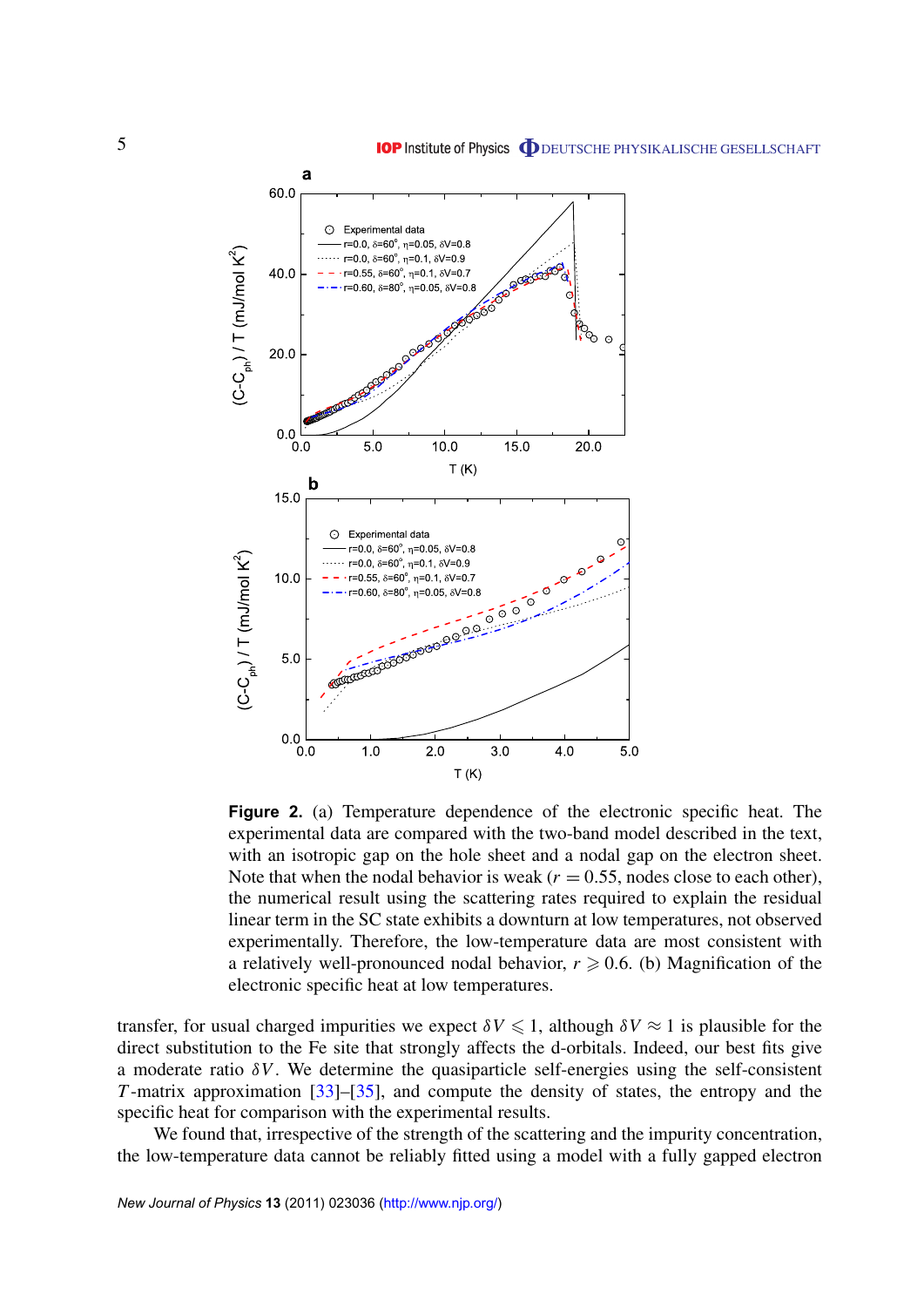**Figure 2.** (a) Temperature dependence of the electronic specific heat. The experimental data are compared with the two-band model described in the text, with an isotropic gap on the hole sheet and a nodal gap on the electron sheet. Note that when the nodal behavior is weak ($r = 0.55$, nodes close to each other), the numerical result using the scattering rates required to explain the residual linear term in the SC state exhibits a downturn at low temperatures, not observed experimentally. Therefore, the low-temperature data are most consistent with a relatively well-pronounced nodal behavior, $r \geqslant 0.6$. (b) Magnification of the electronic specific heat at low temperatures.

transfer, for usual charged impurities we expect $\delta V \leqslant 1$, although $\delta V \approx 1$ is plausible for the direct substitution to the Fe site that strongly affects the d-orbitals. Indeed, our best fits give a moderate ratio $\delta V$. We determine the quasiparticle self-energies using the self-consistent $T$-matrix approximation [33]–[35], and compute the density of states, the entropy and the specific heat for comparison with the experimental results.

We found that, irrespective of the strength of the scattering and the impurity concentration, the low-temperature data cannot be reliably fitted using a model with a fully gapped electron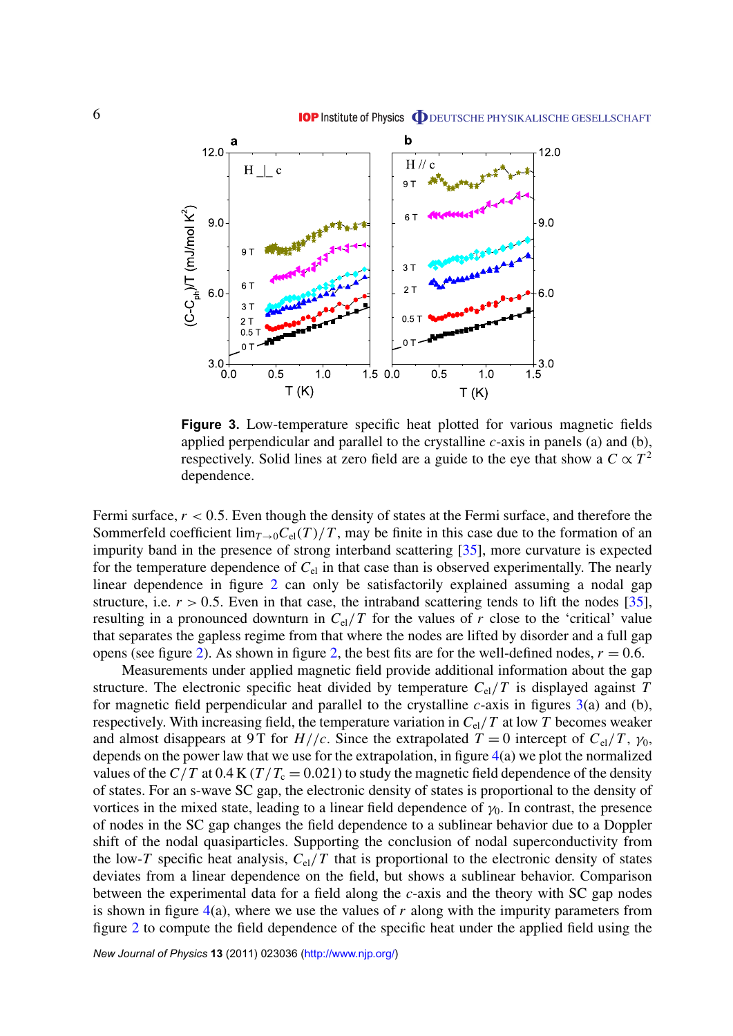**Figure 3.** Low-temperature specific heat plotted for various magnetic fields applied perpendicular and parallel to the crystalline $c$-axis in panels (a) and (b), respectively. Solid lines at zero field are a guide to the eye that show a $C \propto T^2$ dependence.

Fermi surface, $r < 0.5$. Even though the density of states at the Fermi surface, and therefore the Sommerfeld coefficient $\lim_{T\to 0} C_{\mathrm{el}}(T)/T$, may be finite in this case due to the formation of an impurity band in the presence of strong interband scattering [35], more curvature is expected for the temperature dependence of $C_{\mathrm{el}}$ in that case than is observed experimentally. The nearly linear dependence in figure 2 can only be satisfactorily explained assuming a nodal gap structure, i.e. $r > 0.5$. Even in that case, the intraband scattering tends to lift the nodes [35], resulting in a pronounced downturn in $C_{\mathrm{el}}/T$ for the values of $r$ close to the 'critical' value that separates the gapless regime from that where the nodes are lifted by disorder and a full gap opens (see figure 2). As shown in figure 2, the best fits are for the well-defined nodes, $r = 0.6$.

Measurements under applied magnetic field provide additional information about the gap structure. The electronic specific heat divided by temperature $C_{\mathrm{el}}/T$ is displayed against $T$ for magnetic field perpendicular and parallel to the crystalline $c$-axis in figures 3(a) and (b), respectively. With increasing field, the temperature variation in $C_{\mathrm{el}}/T$ at low $T$ becomes weaker and almost disappears at 9 T for $H//c$. Since the extrapolated $T = 0$ intercept of $C_{\mathrm{el}}/T$, $\gamma_0$, depends on the power law that we use for the extrapolation, in figure 4(a) we plot the normalized values of the $C/T$ at 0.4 K ($T/T_c = 0.021$) to study the magnetic field dependence of the density of states. For an s-wave SC gap, the electronic density of states is proportional to the density of vortices in the mixed state, leading to a linear field dependence of $\gamma_0$. In contrast, the presence of nodes in the SC gap changes the field dependence to a sublinear behavior due to a Doppler shift of the nodal quasiparticles. Supporting the conclusion of nodal superconductivity from the low-$T$ specific heat analysis, $C_{\mathrm{el}}/T$ that is proportional to the electronic density of states deviates from a linear dependence on the field, but shows a sublinear behavior. Comparison between the experimental data for a field along the $c$-axis and the theory with SC gap nodes is shown in figure 4(a), where we use the values of $r$ along with the impurity parameters from figure 2 to compute the field dependence of the specific heat under the applied field using the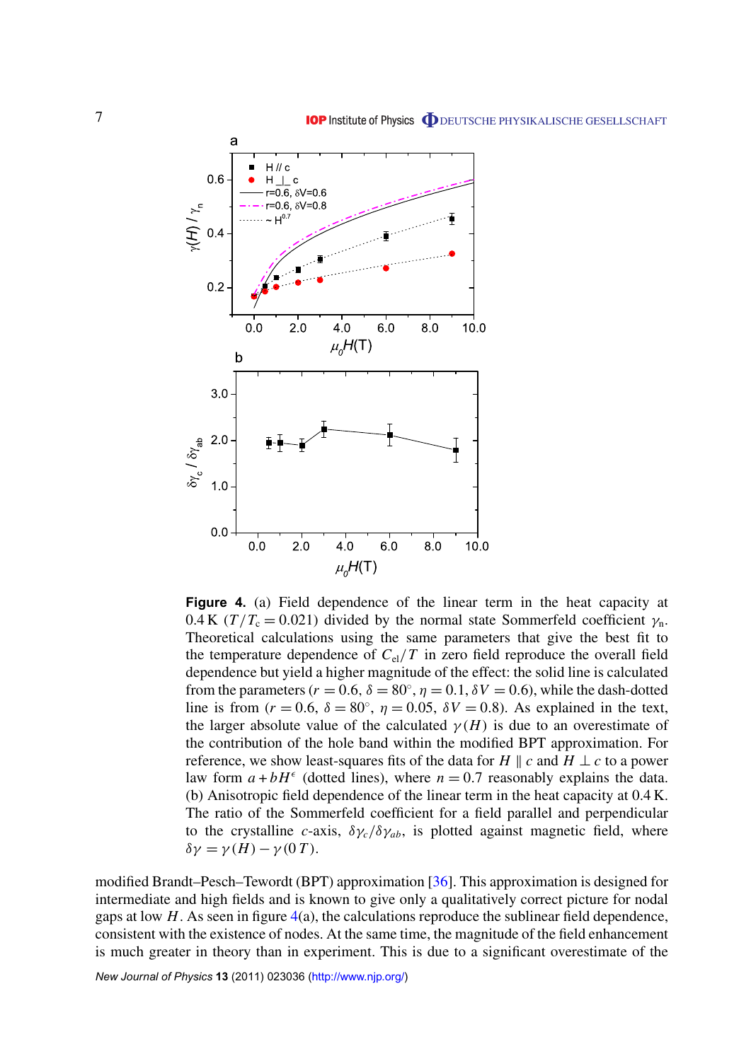**Figure 4.** (a) Field dependence of the linear term in the heat capacity at 0.4 K ($T/T_c = 0.021$) divided by the normal state Sommerfeld coefficient $\gamma_n$. Theoretical calculations using the same parameters that give the best fit to the temperature dependence of $C_{el}/T$ in zero field reproduce the overall field dependence but yield a higher magnitude of the effect: the solid line is calculated from the parameters ($r = 0.6$, $\delta = 80^\circ$, $\eta = 0.1$, $\delta V = 0.6$), while the dash-dotted line is from ($r = 0.6$, $\delta = 80^\circ$, $\eta = 0.05$, $\delta V = 0.8$). As explained in the text, the larger absolute value of the calculated $\gamma(H)$ is due to an overestimate of the contribution of the hole band within the modified BPT approximation. For reference, we show least-squares fits of the data for $H \parallel c$ and $H \perp c$ to a power law form $a + bH^{\epsilon}$ (dotted lines), where $n = 0.7$ reasonably explains the data. (b) Anisotropic field dependence of the linear term in the heat capacity at 0.4 K. The ratio of the Sommerfeld coefficient for a field parallel and perpendicular to the crystalline $c$-axis, $\delta\gamma_c/\delta\gamma_{ab}$, is plotted against magnetic field, where $\delta\gamma = \gamma(H) - \gamma(0\,T)$.

modified Brandt–Pesch–Tewordt (BPT) approximation [36]. This approximation is designed for intermediate and high fields and is known to give only a qualitatively correct picture for nodal gaps at low $H$. As seen in figure 4(a), the calculations reproduce the sublinear field dependence, consistent with the existence of nodes. At the same time, the magnitude of the field enhancement is much greater in theory than in experiment. This is due to a significant overestimate of the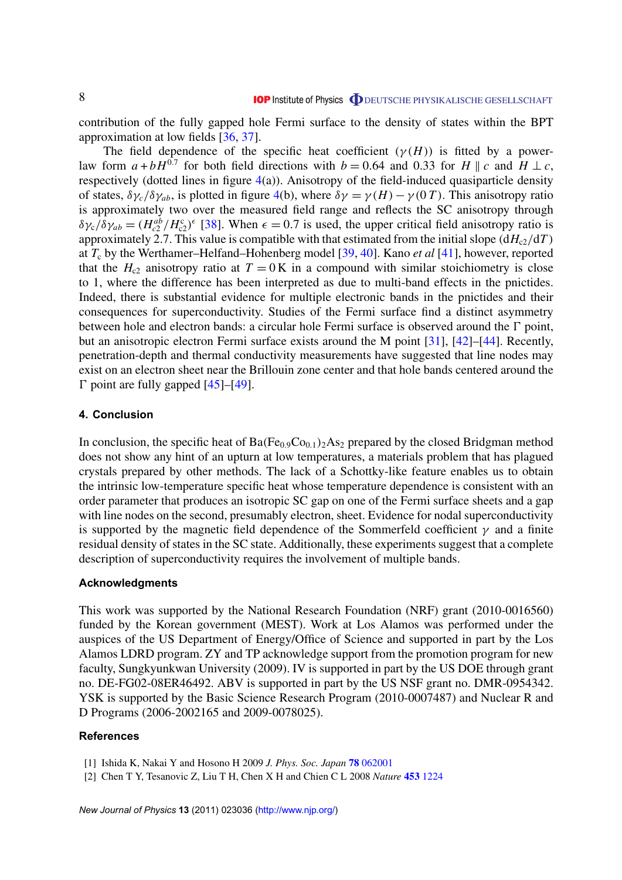contribution of the fully gapped hole Fermi surface to the density of states within the BPT approximation at low fields [36, 37].

The field dependence of the specific heat coefficient ($\gamma(H)$) is fitted by a power-law form $a + bH^{0.7}$ for both field directions with $b = 0.64$ and 0.33 for $H \parallel c$ and $H \perp c$, respectively (dotted lines in figure 4(a)). Anisotropy of the field-induced quasiparticle density of states, $\delta\gamma_c/\delta\gamma_{ab}$, is plotted in figure 4(b), where $\delta\gamma = \gamma(H) - \gamma(0\,T)$. This anisotropy ratio is approximately two over the measured field range and reflects the SC anisotropy through $\delta\gamma_c/\delta\gamma_{ab} = (H_{c2}^{ab}/H_{c2}^{c})^{\epsilon}$ [38]. When $\epsilon = 0.7$ is used, the upper critical field anisotropy ratio is approximately 2.7. This value is compatible with that estimated from the initial slope $(\mathrm{d}H_{c2}/\mathrm{d}T)$ at $T_c$ by the Werthamer–Helfand–Hohenberg model [39, 40]. Kano *et al* [41], however, reported that the $H_{c2}$ anisotropy ratio at $T = 0\,\mathrm{K}$ in a compound with similar stoichiometry is close to 1, where the difference has been interpreted as due to multi-band effects in the pnictides. Indeed, there is substantial evidence for multiple electronic bands in the pnictides and their consequences for superconductivity. Studies of the Fermi surface find a distinct asymmetry between hole and electron bands: a circular hole Fermi surface is observed around the Γ point, but an anisotropic electron Fermi surface exists around the M point [31], [42]–[44]. Recently, penetration-depth and thermal conductivity measurements have suggested that line nodes may exist on an electron sheet near the Brillouin zone center and that hole bands centered around the Γ point are fully gapped [45]–[49].

## 4. Conclusion

In conclusion, the specific heat of $Ba(Fe_{0.9}Co_{0.1})_2As_2$ prepared by the closed Bridgman method does not show any hint of an upturn at low temperatures, a materials problem that has plagued crystals prepared by other methods. The lack of a Schottky-like feature enables us to obtain the intrinsic low-temperature specific heat whose temperature dependence is consistent with an order parameter that produces an isotropic SC gap on one of the Fermi surface sheets and a gap with line nodes on the second, presumably electron, sheet. Evidence for nodal superconductivity is supported by the magnetic field dependence of the Sommerfeld coefficient $\gamma$ and a finite residual density of states in the SC state. Additionally, these experiments suggest that a complete description of superconductivity requires the involvement of multiple bands.

## Acknowledgments

This work was supported by the National Research Foundation (NRF) grant (2010-0016560) funded by the Korean government (MEST). Work at Los Alamos was performed under the auspices of the US Department of Energy/Office of Science and supported in part by the Los Alamos LDRD program. ZY and TP acknowledge support from the promotion program for new faculty, Sungkyunkwan University (2009). IV is supported in part by the US DOE through grant no. DE-FG02-08ER46492. ABV is supported in part by the US NSF grant no. DMR-0954342. YSK is supported by the Basic Science Research Program (2010-0007487) and Nuclear R and D Programs (2006-2002165 and 2009-0078025).

## References

[1] Ishida K, Nakai Y and Hosono H 2009 *J. Phys. Soc. Japan* **78** 062001

[2] Chen T Y, Tesanovic Z, Liu T H, Chen X H and Chien C L 2008 *Nature* **453** 1224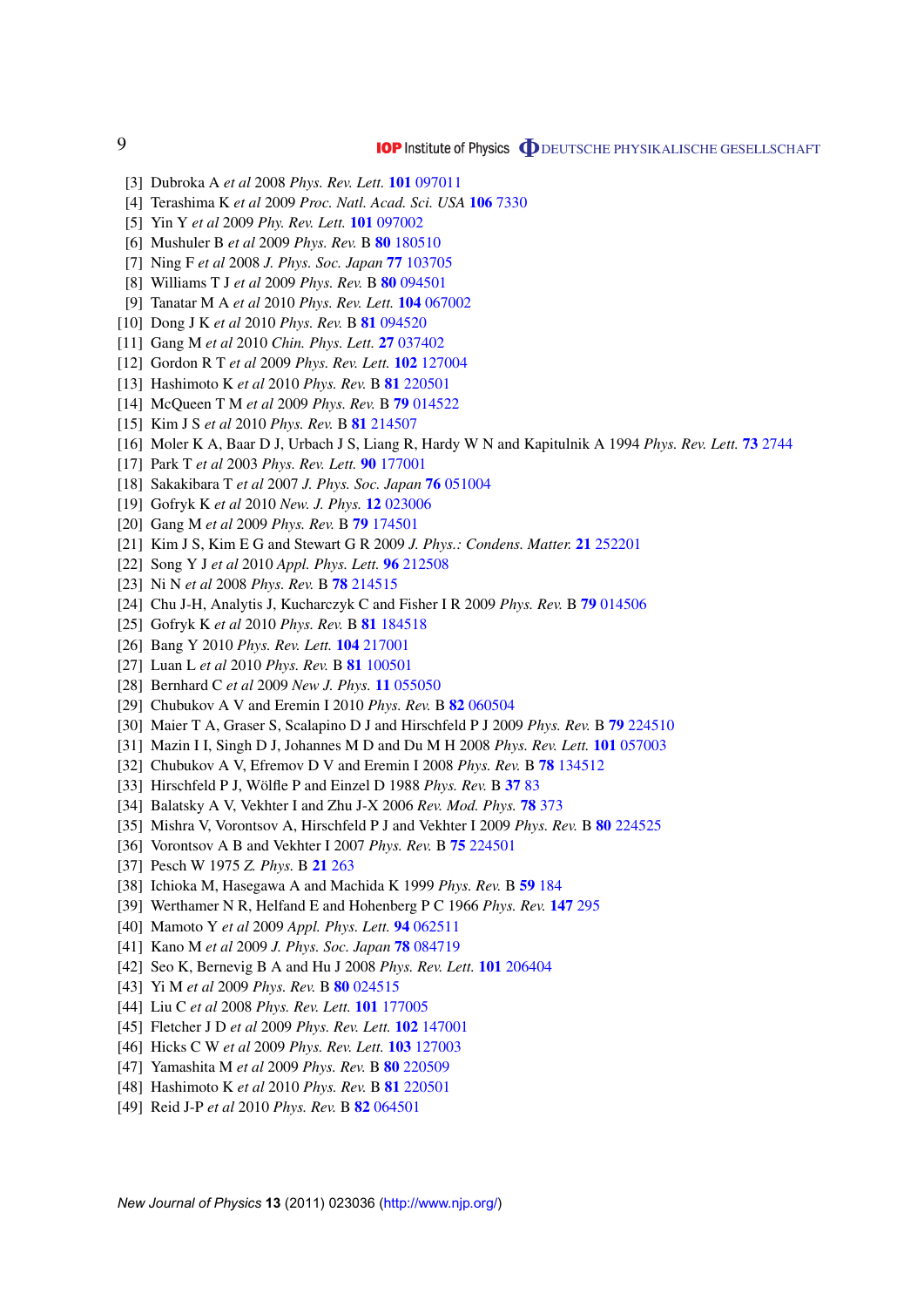[3] Dubroka A *et al* 2008 *Phys. Rev. Lett.* **101** 097011
[4] Terashima K *et al* 2009 *Proc. Natl. Acad. Sci. USA* **106** 7330
[5] Yin Y *et al* 2009 *Phy. Rev. Lett.* **101** 097002
[6] Mushuler B *et al* 2009 *Phys. Rev.* B **80** 180510
[7] Ning F *et al* 2008 *J. Phys. Soc. Japan* **77** 103705
[8] Williams T J *et al* 2009 *Phys. Rev.* B **80** 094501
[9] Tanatar M A *et al* 2010 *Phys. Rev. Lett.* **104** 067002
[10] Dong J K *et al* 2010 *Phys. Rev.* B **81** 094520
[11] Gang M *et al* 2010 *Chin. Phys. Lett.* **27** 037402
[12] Gordon R T *et al* 2009 *Phys. Rev. Lett.* **102** 127004
[13] Hashimoto K *et al* 2010 *Phys. Rev.* B **81** 220501
[14] McQueen T M *et al* 2009 *Phys. Rev.* B **79** 014522
[15] Kim J S *et al* 2010 *Phys. Rev.* B **81** 214507
[16] Moler K A, Baar D J, Urbach J S, Liang R, Hardy W N and Kapitulnik A 1994 *Phys. Rev. Lett.* **73** 2744
[17] Park T *et al* 2003 *Phys. Rev. Lett.* **90** 177001
[18] Sakakibara T *et al* 2007 *J. Phys. Soc. Japan* **76** 051004
[19] Gofryk K *et al* 2010 *New. J. Phys.* **12** 023006
[20] Gang M *et al* 2009 *Phys. Rev.* B **79** 174501
[21] Kim J S, Kim E G and Stewart G R 2009 *J. Phys.: Condens. Matter.* **21** 252201
[22] Song Y J *et al* 2010 *Appl. Phys. Lett.* **96** 212508
[23] Ni N *et al* 2008 *Phys. Rev.* B **78** 214515
[24] Chu J-H, Analytis J, Kucharczyk C and Fisher I R 2009 *Phys. Rev.* B **79** 014506
[25] Gofryk K *et al* 2010 *Phys. Rev.* B **81** 184518
[26] Bang Y 2010 *Phys. Rev. Lett.* **104** 217001
[27] Luan L *et al* 2010 *Phys. Rev.* B **81** 100501
[28] Bernhard C *et al* 2009 *New J. Phys.* **11** 055050
[29] Chubukov A V and Eremin I 2010 *Phys. Rev.* B **82** 060504
[30] Maier T A, Graser S, Scalapino D J and Hirschfeld P J 2009 *Phys. Rev.* B **79** 224510
[31] Mazin I I, Singh D J, Johannes M D and Du M H 2008 *Phys. Rev. Lett.* **101** 057003
[32] Chubukov A V, Efremov D V and Eremin I 2008 *Phys. Rev.* B **78** 134512
[33] Hirschfeld P J, Wölfle P and Einzel D 1988 *Phys. Rev.* B **37** 83
[34] Balatsky A V, Vekhter I and Zhu J-X 2006 *Rev. Mod. Phys.* **78** 373
[35] Mishra V, Vorontsov A, Hirschfeld P J and Vekhter I 2009 *Phys. Rev.* B **80** 224525
[36] Vorontsov A B and Vekhter I 2007 *Phys. Rev.* B **75** 224501
[37] Pesch W 1975 *Z. Phys.* B **21** 263
[38] Ichioka M, Hasegawa A and Machida K 1999 *Phys. Rev.* B **59** 184
[39] Werthamer N R, Helfand E and Hohenberg P C 1966 *Phys. Rev.* **147** 295
[40] Mamoto Y *et al* 2009 *Appl. Phys. Lett.* **94** 062511
[41] Kano M *et al* 2009 *J. Phys. Soc. Japan* **78** 084719
[42] Seo K, Bernevig B A and Hu J 2008 *Phys. Rev. Lett.* **101** 206404
[43] Yi M *et al* 2009 *Phys. Rev.* B **80** 024515
[44] Liu C *et al* 2008 *Phys. Rev. Lett.* **101** 177005
[45] Fletcher J D *et al* 2009 *Phys. Rev. Lett.* **102** 147001
[46] Hicks C W *et al* 2009 *Phys. Rev. Lett.* **103** 127003
[47] Yamashita M *et al* 2009 *Phys. Rev.* B **80** 220509
[48] Hashimoto K *et al* 2010 *Phys. Rev.* B **81** 220501
[49] Reid J-P *et al* 2010 *Phys. Rev.* B **82** 064501